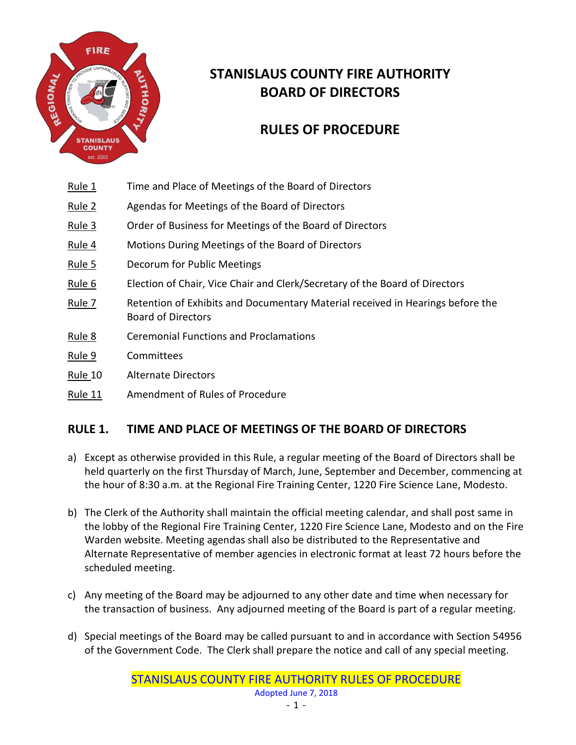# STANISLAUS COUNTY FIRE AUTHORITY BOARD OF DIRECTORS

## RULES OF PROCEDURE

| | |
|---|---|
| Rule 1 | Time and Place of Meetings of the Board of Directors |
| Rule 2 | Agendas for Meetings of the Board of Directors |
| Rule 3 | Order of Business for Meetings of the Board of Directors |
| Rule 4 | Motions During Meetings of the Board of Directors |
| Rule 5 | Decorum for Public Meetings |
| Rule 6 | Election of Chair, Vice Chair and Clerk/Secretary of the Board of Directors |
| Rule 7 | Retention of Exhibits and Documentary Material received in Hearings before the Board of Directors |
| Rule 8 | Ceremonial Functions and Proclamations |
| Rule 9 | Committees |
| Rule 10 | Alternate Directors |
| Rule 11 | Amendment of Rules of Procedure |

## RULE 1. TIME AND PLACE OF MEETINGS OF THE BOARD OF DIRECTORS

a) Except as otherwise provided in this Rule, a regular meeting of the Board of Directors shall be held quarterly on the first Thursday of March, June, September and December, commencing at the hour of 8:30 a.m. at the Regional Fire Training Center, 1220 Fire Science Lane, Modesto.

b) The Clerk of the Authority shall maintain the official meeting calendar, and shall post same in the lobby of the Regional Fire Training Center, 1220 Fire Science Lane, Modesto and on the Fire Warden website. Meeting agendas shall also be distributed to the Representative and Alternate Representative of member agencies in electronic format at least 72 hours before the scheduled meeting.

c) Any meeting of the Board may be adjourned to any other date and time when necessary for the transaction of business. Any adjourned meeting of the Board is part of a regular meeting.

d) Special meetings of the Board may be called pursuant to and in accordance with Section 54956 of the Government Code. The Clerk shall prepare the notice and call of any special meeting.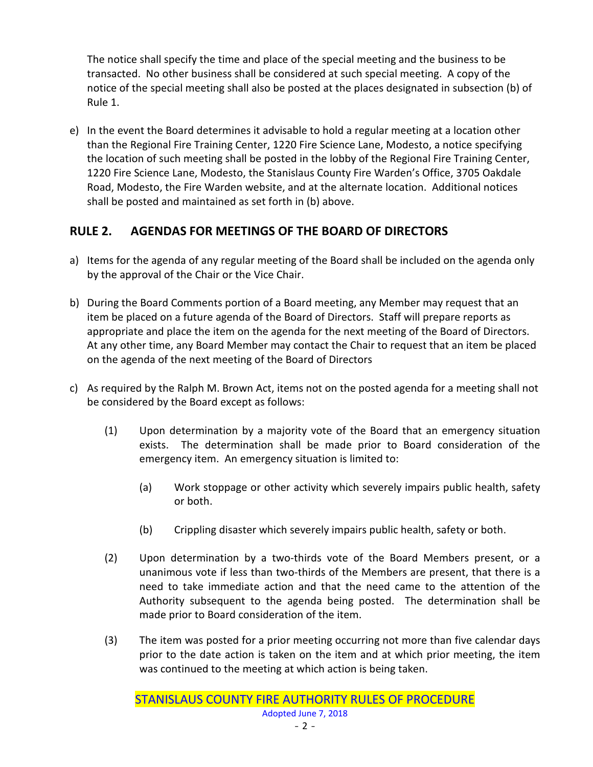The notice shall specify the time and place of the special meeting and the business to be transacted. No other business shall be considered at such special meeting. A copy of the notice of the special meeting shall also be posted at the places designated in subsection (b) of Rule 1.

e) In the event the Board determines it advisable to hold a regular meeting at a location other than the Regional Fire Training Center, 1220 Fire Science Lane, Modesto, a notice specifying the location of such meeting shall be posted in the lobby of the Regional Fire Training Center, 1220 Fire Science Lane, Modesto, the Stanislaus County Fire Warden's Office, 3705 Oakdale Road, Modesto, the Fire Warden website, and at the alternate location. Additional notices shall be posted and maintained as set forth in (b) above.

## RULE 2. AGENDAS FOR MEETINGS OF THE BOARD OF DIRECTORS

a) Items for the agenda of any regular meeting of the Board shall be included on the agenda only by the approval of the Chair or the Vice Chair.

b) During the Board Comments portion of a Board meeting, any Member may request that an item be placed on a future agenda of the Board of Directors. Staff will prepare reports as appropriate and place the item on the agenda for the next meeting of the Board of Directors. At any other time, any Board Member may contact the Chair to request that an item be placed on the agenda of the next meeting of the Board of Directors

c) As required by the Ralph M. Brown Act, items not on the posted agenda for a meeting shall not be considered by the Board except as follows:

   (1) Upon determination by a majority vote of the Board that an emergency situation exists. The determination shall be made prior to Board consideration of the emergency item. An emergency situation is limited to:

      (a) Work stoppage or other activity which severely impairs public health, safety or both.

      (b) Crippling disaster which severely impairs public health, safety or both.

   (2) Upon determination by a two-thirds vote of the Board Members present, or a unanimous vote if less than two-thirds of the Members are present, that there is a need to take immediate action and that the need came to the attention of the Authority subsequent to the agenda being posted. The determination shall be made prior to Board consideration of the item.

   (3) The item was posted for a prior meeting occurring not more than five calendar days prior to the date action is taken on the item and at which prior meeting, the item was continued to the meeting at which action is being taken.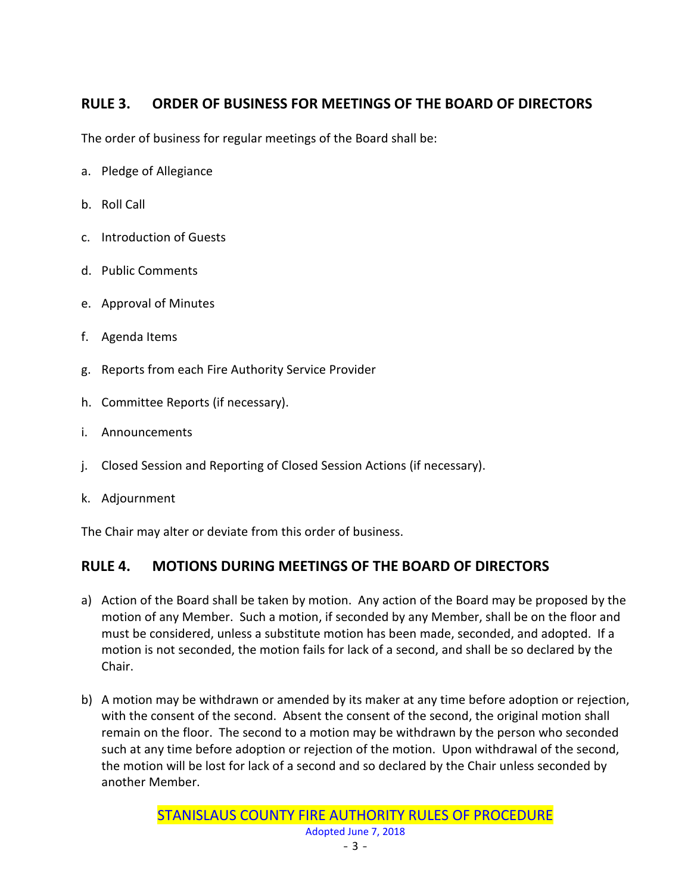## RULE 3. ORDER OF BUSINESS FOR MEETINGS OF THE BOARD OF DIRECTORS

The order of business for regular meetings of the Board shall be:

a. Pledge of Allegiance

b. Roll Call

c. Introduction of Guests

d. Public Comments

e. Approval of Minutes

f. Agenda Items

g. Reports from each Fire Authority Service Provider

h. Committee Reports (if necessary).

i. Announcements

j. Closed Session and Reporting of Closed Session Actions (if necessary).

k. Adjournment

The Chair may alter or deviate from this order of business.

## RULE 4. MOTIONS DURING MEETINGS OF THE BOARD OF DIRECTORS

a) Action of the Board shall be taken by motion. Any action of the Board may be proposed by the motion of any Member. Such a motion, if seconded by any Member, shall be on the floor and must be considered, unless a substitute motion has been made, seconded, and adopted. If a motion is not seconded, the motion fails for lack of a second, and shall be so declared by the Chair.

b) A motion may be withdrawn or amended by its maker at any time before adoption or rejection, with the consent of the second. Absent the consent of the second, the original motion shall remain on the floor. The second to a motion may be withdrawn by the person who seconded such at any time before adoption or rejection of the motion. Upon withdrawal of the second, the motion will be lost for lack of a second and so declared by the Chair unless seconded by another Member.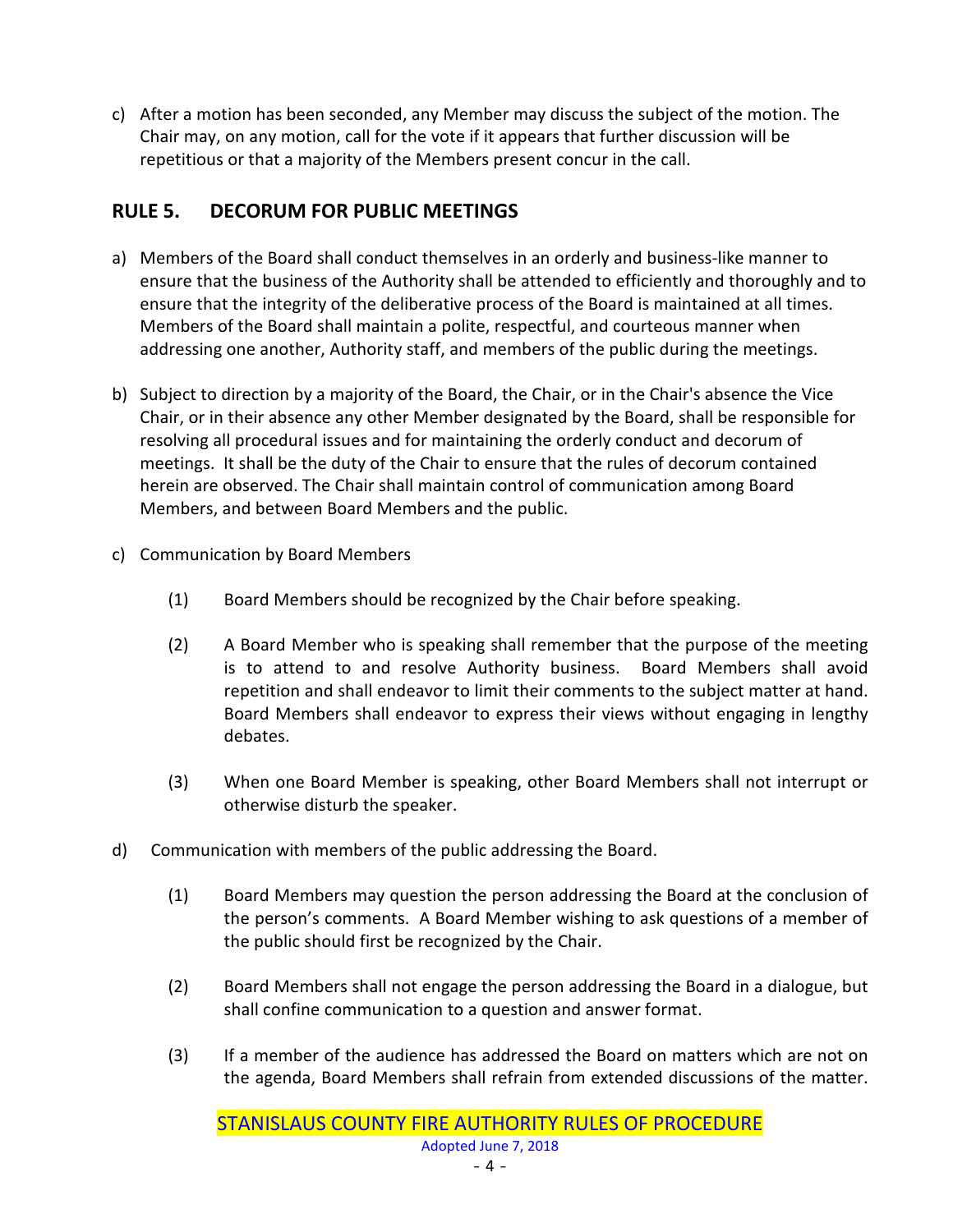c) After a motion has been seconded, any Member may discuss the subject of the motion. The Chair may, on any motion, call for the vote if it appears that further discussion will be repetitious or that a majority of the Members present concur in the call.

## RULE 5. DECORUM FOR PUBLIC MEETINGS

a) Members of the Board shall conduct themselves in an orderly and business-like manner to ensure that the business of the Authority shall be attended to efficiently and thoroughly and to ensure that the integrity of the deliberative process of the Board is maintained at all times. Members of the Board shall maintain a polite, respectful, and courteous manner when addressing one another, Authority staff, and members of the public during the meetings.

b) Subject to direction by a majority of the Board, the Chair, or in the Chair's absence the Vice Chair, or in their absence any other Member designated by the Board, shall be responsible for resolving all procedural issues and for maintaining the orderly conduct and decorum of meetings. It shall be the duty of the Chair to ensure that the rules of decorum contained herein are observed. The Chair shall maintain control of communication among Board Members, and between Board Members and the public.

c) Communication by Board Members

   (1) Board Members should be recognized by the Chair before speaking.

   (2) A Board Member who is speaking shall remember that the purpose of the meeting is to attend to and resolve Authority business. Board Members shall avoid repetition and shall endeavor to limit their comments to the subject matter at hand. Board Members shall endeavor to express their views without engaging in lengthy debates.

   (3) When one Board Member is speaking, other Board Members shall not interrupt or otherwise disturb the speaker.

d) Communication with members of the public addressing the Board.

   (1) Board Members may question the person addressing the Board at the conclusion of the person's comments. A Board Member wishing to ask questions of a member of the public should first be recognized by the Chair.

   (2) Board Members shall not engage the person addressing the Board in a dialogue, but shall confine communication to a question and answer format.

   (3) If a member of the audience has addressed the Board on matters which are not on the agenda, Board Members shall refrain from extended discussions of the matter.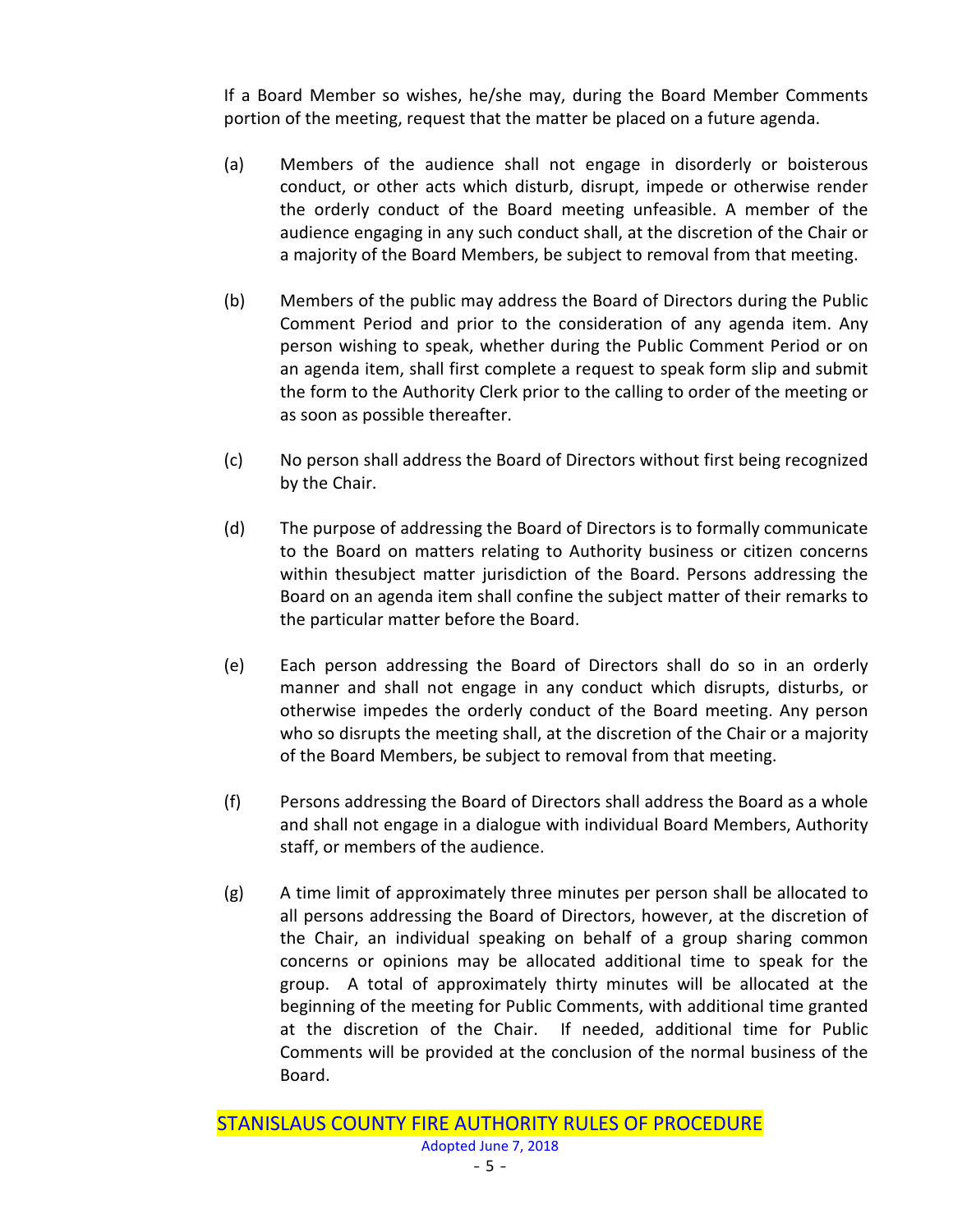If a Board Member so wishes, he/she may, during the Board Member Comments portion of the meeting, request that the matter be placed on a future agenda.

(a) Members of the audience shall not engage in disorderly or boisterous conduct, or other acts which disturb, disrupt, impede or otherwise render the orderly conduct of the Board meeting unfeasible. A member of the audience engaging in any such conduct shall, at the discretion of the Chair or a majority of the Board Members, be subject to removal from that meeting.

(b) Members of the public may address the Board of Directors during the Public Comment Period and prior to the consideration of any agenda item. Any person wishing to speak, whether during the Public Comment Period or on an agenda item, shall first complete a request to speak form slip and submit the form to the Authority Clerk prior to the calling to order of the meeting or as soon as possible thereafter.

(c) No person shall address the Board of Directors without first being recognized by the Chair.

(d) The purpose of addressing the Board of Directors is to formally communicate to the Board on matters relating to Authority business or citizen concerns within thesubject matter jurisdiction of the Board. Persons addressing the Board on an agenda item shall confine the subject matter of their remarks to the particular matter before the Board.

(e) Each person addressing the Board of Directors shall do so in an orderly manner and shall not engage in any conduct which disrupts, disturbs, or otherwise impedes the orderly conduct of the Board meeting. Any person who so disrupts the meeting shall, at the discretion of the Chair or a majority of the Board Members, be subject to removal from that meeting.

(f) Persons addressing the Board of Directors shall address the Board as a whole and shall not engage in a dialogue with individual Board Members, Authority staff, or members of the audience.

(g) A time limit of approximately three minutes per person shall be allocated to all persons addressing the Board of Directors, however, at the discretion of the Chair, an individual speaking on behalf of a group sharing common concerns or opinions may be allocated additional time to speak for the group. A total of approximately thirty minutes will be allocated at the beginning of the meeting for Public Comments, with additional time granted at the discretion of the Chair. If needed, additional time for Public Comments will be provided at the conclusion of the normal business of the Board.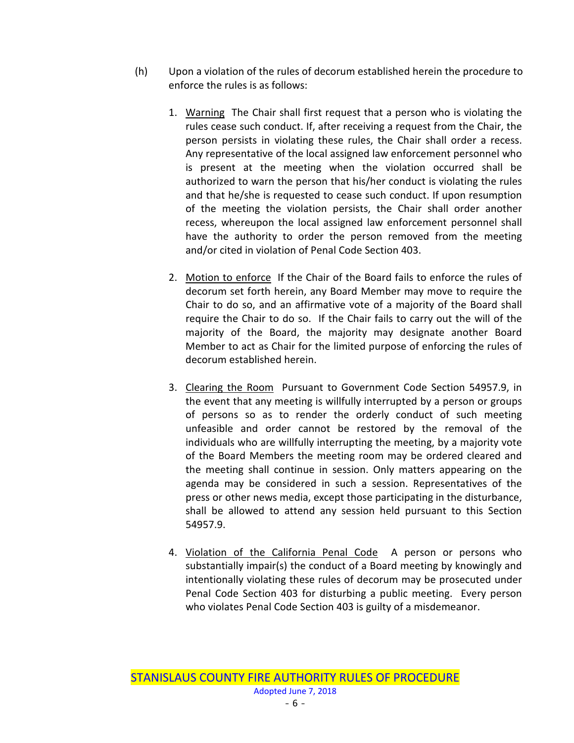(h) Upon a violation of the rules of decorum established herein the procedure to enforce the rules is as follows:

1. Warning The Chair shall first request that a person who is violating the rules cease such conduct. If, after receiving a request from the Chair, the person persists in violating these rules, the Chair shall order a recess. Any representative of the local assigned law enforcement personnel who is present at the meeting when the violation occurred shall be authorized to warn the person that his/her conduct is violating the rules and that he/she is requested to cease such conduct. If upon resumption of the meeting the violation persists, the Chair shall order another recess, whereupon the local assigned law enforcement personnel shall have the authority to order the person removed from the meeting and/or cited in violation of Penal Code Section 403.

2. Motion to enforce If the Chair of the Board fails to enforce the rules of decorum set forth herein, any Board Member may move to require the Chair to do so, and an affirmative vote of a majority of the Board shall require the Chair to do so. If the Chair fails to carry out the will of the majority of the Board, the majority may designate another Board Member to act as Chair for the limited purpose of enforcing the rules of decorum established herein.

3. Clearing the Room Pursuant to Government Code Section 54957.9, in the event that any meeting is willfully interrupted by a person or groups of persons so as to render the orderly conduct of such meeting unfeasible and order cannot be restored by the removal of the individuals who are willfully interrupting the meeting, by a majority vote of the Board Members the meeting room may be ordered cleared and the meeting shall continue in session. Only matters appearing on the agenda may be considered in such a session. Representatives of the press or other news media, except those participating in the disturbance, shall be allowed to attend any session held pursuant to this Section 54957.9.

4. Violation of the California Penal Code A person or persons who substantially impair(s) the conduct of a Board meeting by knowingly and intentionally violating these rules of decorum may be prosecuted under Penal Code Section 403 for disturbing a public meeting. Every person who violates Penal Code Section 403 is guilty of a misdemeanor.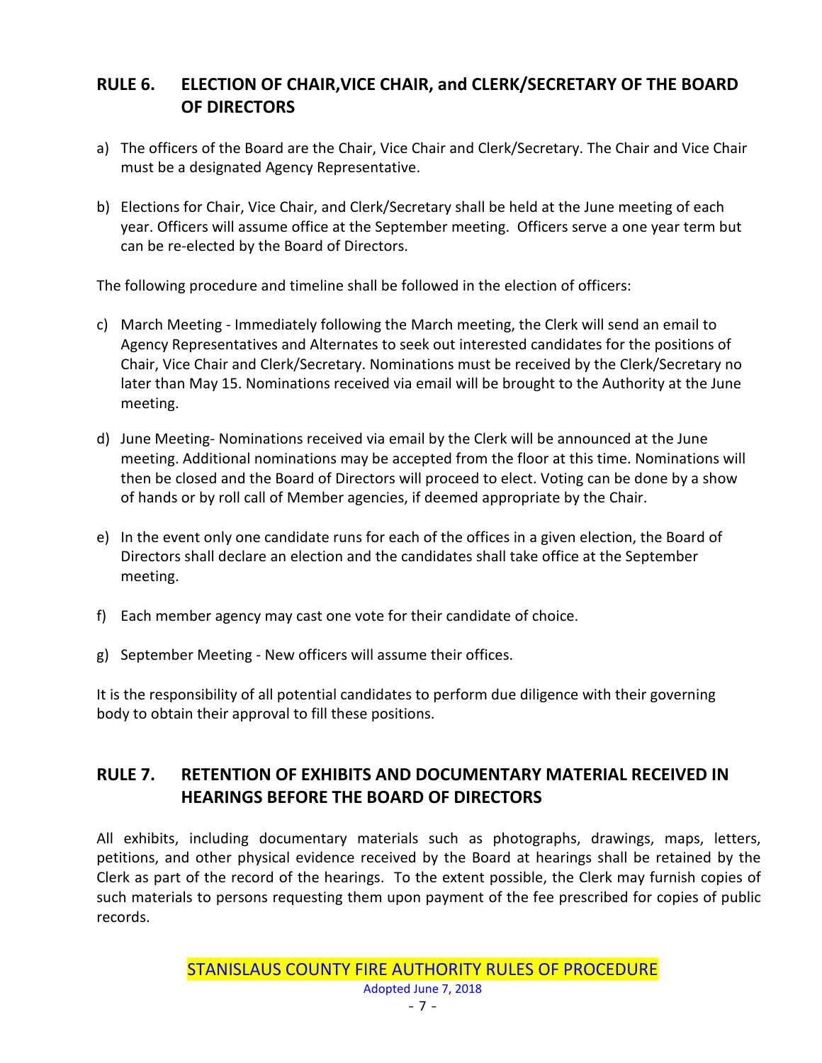## RULE 6. ELECTION OF CHAIR,VICE CHAIR, and CLERK/SECRETARY OF THE BOARD OF DIRECTORS

a) The officers of the Board are the Chair, Vice Chair and Clerk/Secretary. The Chair and Vice Chair must be a designated Agency Representative.

b) Elections for Chair, Vice Chair, and Clerk/Secretary shall be held at the June meeting of each year. Officers will assume office at the September meeting. Officers serve a one year term but can be re-elected by the Board of Directors.

The following procedure and timeline shall be followed in the election of officers:

c) March Meeting - Immediately following the March meeting, the Clerk will send an email to Agency Representatives and Alternates to seek out interested candidates for the positions of Chair, Vice Chair and Clerk/Secretary. Nominations must be received by the Clerk/Secretary no later than May 15. Nominations received via email will be brought to the Authority at the June meeting.

d) June Meeting- Nominations received via email by the Clerk will be announced at the June meeting. Additional nominations may be accepted from the floor at this time. Nominations will then be closed and the Board of Directors will proceed to elect. Voting can be done by a show of hands or by roll call of Member agencies, if deemed appropriate by the Chair.

e) In the event only one candidate runs for each of the offices in a given election, the Board of Directors shall declare an election and the candidates shall take office at the September meeting.

f) Each member agency may cast one vote for their candidate of choice.

g) September Meeting - New officers will assume their offices.

It is the responsibility of all potential candidates to perform due diligence with their governing body to obtain their approval to fill these positions.

## RULE 7. RETENTION OF EXHIBITS AND DOCUMENTARY MATERIAL RECEIVED IN HEARINGS BEFORE THE BOARD OF DIRECTORS

All exhibits, including documentary materials such as photographs, drawings, maps, letters, petitions, and other physical evidence received by the Board at hearings shall be retained by the Clerk as part of the record of the hearings. To the extent possible, the Clerk may furnish copies of such materials to persons requesting them upon payment of the fee prescribed for copies of public records.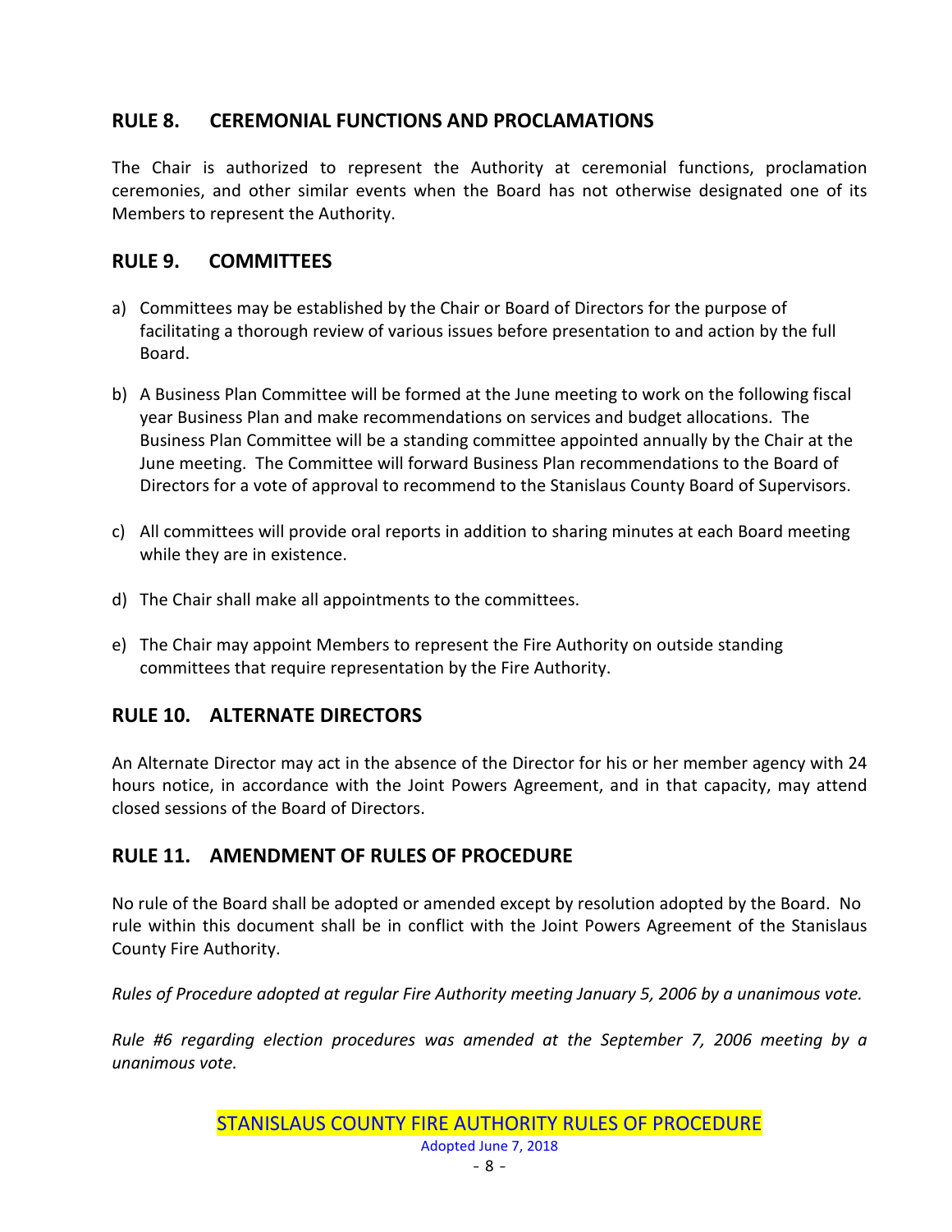## RULE 8. CEREMONIAL FUNCTIONS AND PROCLAMATIONS

The Chair is authorized to represent the Authority at ceremonial functions, proclamation ceremonies, and other similar events when the Board has not otherwise designated one of its Members to represent the Authority.

## RULE 9. COMMITTEES

a) Committees may be established by the Chair or Board of Directors for the purpose of facilitating a thorough review of various issues before presentation to and action by the full Board.

b) A Business Plan Committee will be formed at the June meeting to work on the following fiscal year Business Plan and make recommendations on services and budget allocations. The Business Plan Committee will be a standing committee appointed annually by the Chair at the June meeting. The Committee will forward Business Plan recommendations to the Board of Directors for a vote of approval to recommend to the Stanislaus County Board of Supervisors.

c) All committees will provide oral reports in addition to sharing minutes at each Board meeting while they are in existence.

d) The Chair shall make all appointments to the committees.

e) The Chair may appoint Members to represent the Fire Authority on outside standing committees that require representation by the Fire Authority.

## RULE 10. ALTERNATE DIRECTORS

An Alternate Director may act in the absence of the Director for his or her member agency with 24 hours notice, in accordance with the Joint Powers Agreement, and in that capacity, may attend closed sessions of the Board of Directors.

## RULE 11. AMENDMENT OF RULES OF PROCEDURE

No rule of the Board shall be adopted or amended except by resolution adopted by the Board. No rule within this document shall be in conflict with the Joint Powers Agreement of the Stanislaus County Fire Authority.

*Rules of Procedure adopted at regular Fire Authority meeting January 5, 2006 by a unanimous vote.*

*Rule #6 regarding election procedures was amended at the September 7, 2006 meeting by a unanimous vote.*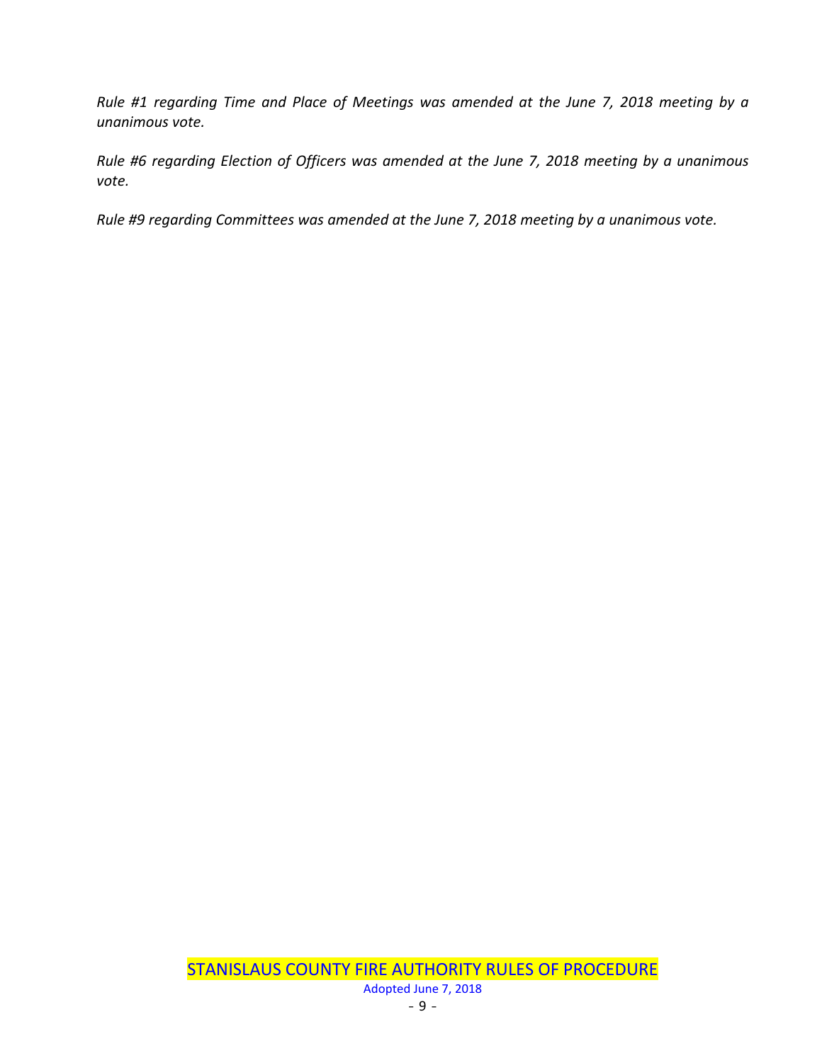*Rule #1 regarding Time and Place of Meetings was amended at the June 7, 2018 meeting by a unanimous vote.*

*Rule #6 regarding Election of Officers was amended at the June 7, 2018 meeting by a unanimous vote.*

*Rule #9 regarding Committees was amended at the June 7, 2018 meeting by a unanimous vote.*